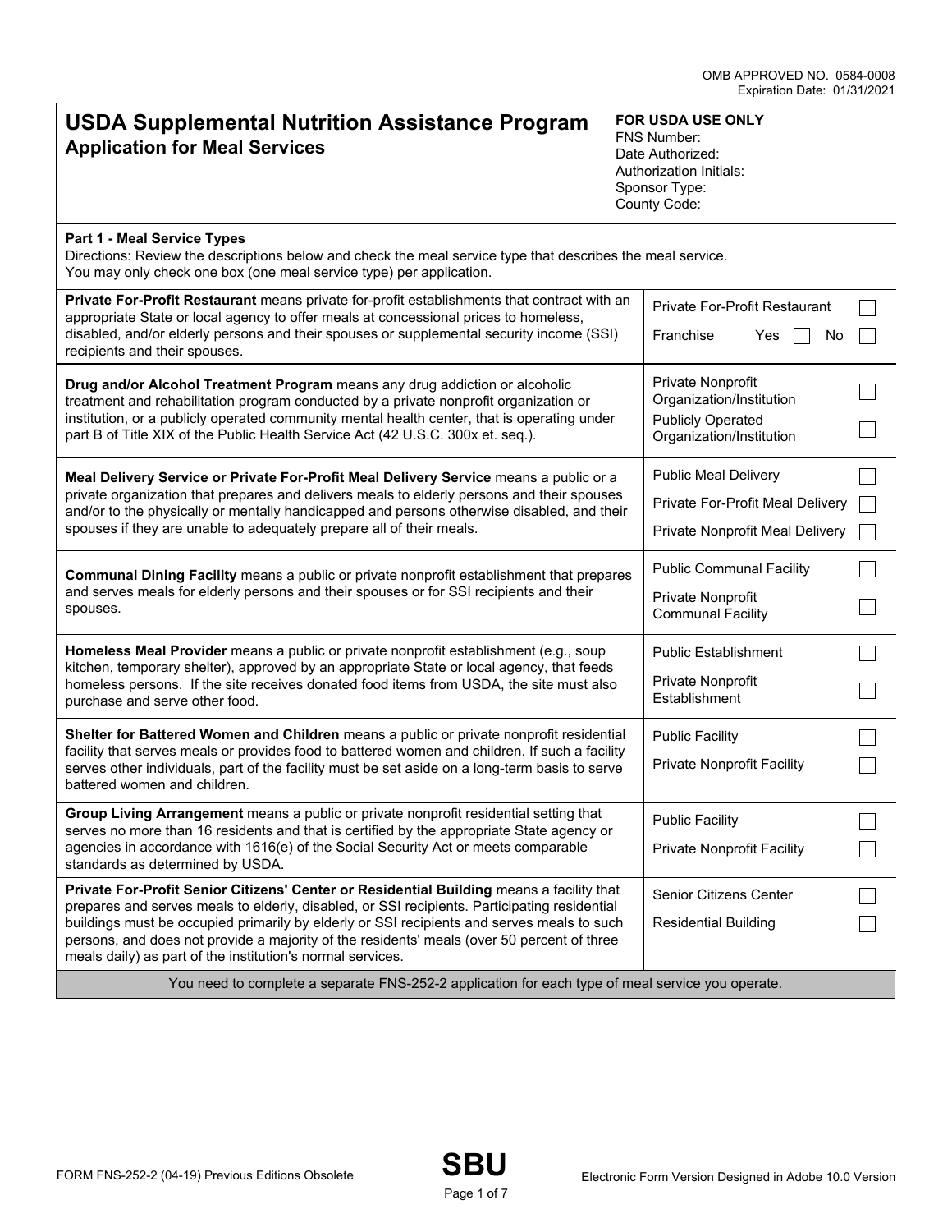OMB APPROVED NO. 0584-0008
Expiration Date: 01/31/2021

# USDA Supplemental Nutrition Assistance Program
## Application for Meal Services

**FOR USDA USE ONLY**
FNS Number:
Date Authorized:
Authorization Initials:
Sponsor Type:
County Code:

### Part 1 - Meal Service Types

Directions: Review the descriptions below and check the meal service type that describes the meal service.
You may only check one box (one meal service type) per application.

| Description | Meal Service Type |
| --- | --- |
| **Private For-Profit Restaurant** means private for-profit establishments that contract with an appropriate State or local agency to offer meals at concessional prices to homeless, disabled, and/or elderly persons and their spouses or supplemental security income (SSI) recipients and their spouses. | ☐ Private For-Profit Restaurant<br>Franchise Yes ☐ No ☐ |
| **Drug and/or Alcohol Treatment Program** means any drug addiction or alcoholic treatment and rehabilitation program conducted by a private nonprofit organization or institution, or a publicly operated community mental health center, that is operating under part B of Title XIX of the Public Health Service Act (42 U.S.C. 300x et. seq.). | ☐ Private Nonprofit Organization/Institution<br>☐ Publicly Operated Organization/Institution |
| **Meal Delivery Service or Private For-Profit Meal Delivery Service** means a public or a private organization that prepares and delivers meals to elderly persons and their spouses and/or to the physically or mentally handicapped and persons otherwise disabled, and their spouses if they are unable to adequately prepare all of their meals. | ☐ Public Meal Delivery<br>☐ Private For-Profit Meal Delivery<br>☐ Private Nonprofit Meal Delivery |
| **Communal Dining Facility** means a public or private nonprofit establishment that prepares and serves meals for elderly persons and their spouses or for SSI recipients and their spouses. | ☐ Public Communal Facility<br>☐ Private Nonprofit Communal Facility |
| **Homeless Meal Provider** means a public or private nonprofit establishment (e.g., soup kitchen, temporary shelter), approved by an appropriate State or local agency, that feeds homeless persons. If the site receives donated food items from USDA, the site must also purchase and serve other food. | ☐ Public Establishment<br>☐ Private Nonprofit Establishment |
| **Shelter for Battered Women and Children** means a public or private nonprofit residential facility that serves meals or provides food to battered women and children. If such a facility serves other individuals, part of the facility must be set aside on a long-term basis to serve battered women and children. | ☐ Public Facility<br>☐ Private Nonprofit Facility |
| **Group Living Arrangement** means a public or private nonprofit residential setting that serves no more than 16 residents and that is certified by the appropriate State agency or agencies in accordance with 1616(e) of the Social Security Act or meets comparable standards as determined by USDA. | ☐ Public Facility<br>☐ Private Nonprofit Facility |
| **Private For-Profit Senior Citizens' Center or Residential Building** means a facility that prepares and serves meals to elderly, disabled, or SSI recipients. Participating residential buildings must be occupied primarily by elderly or SSI recipients and serves meals to such persons, and does not provide a majority of the residents' meals (over 50 percent of three meals daily) as part of the institution's normal services. | ☐ Senior Citizens Center<br>☐ Residential Building |

You need to complete a separate FNS-252-2 application for each type of meal service you operate.

FORM FNS-252-2 (04-19) Previous Editions Obsolete

**SBU**

Electronic Form Version Designed in Adobe 10.0 Version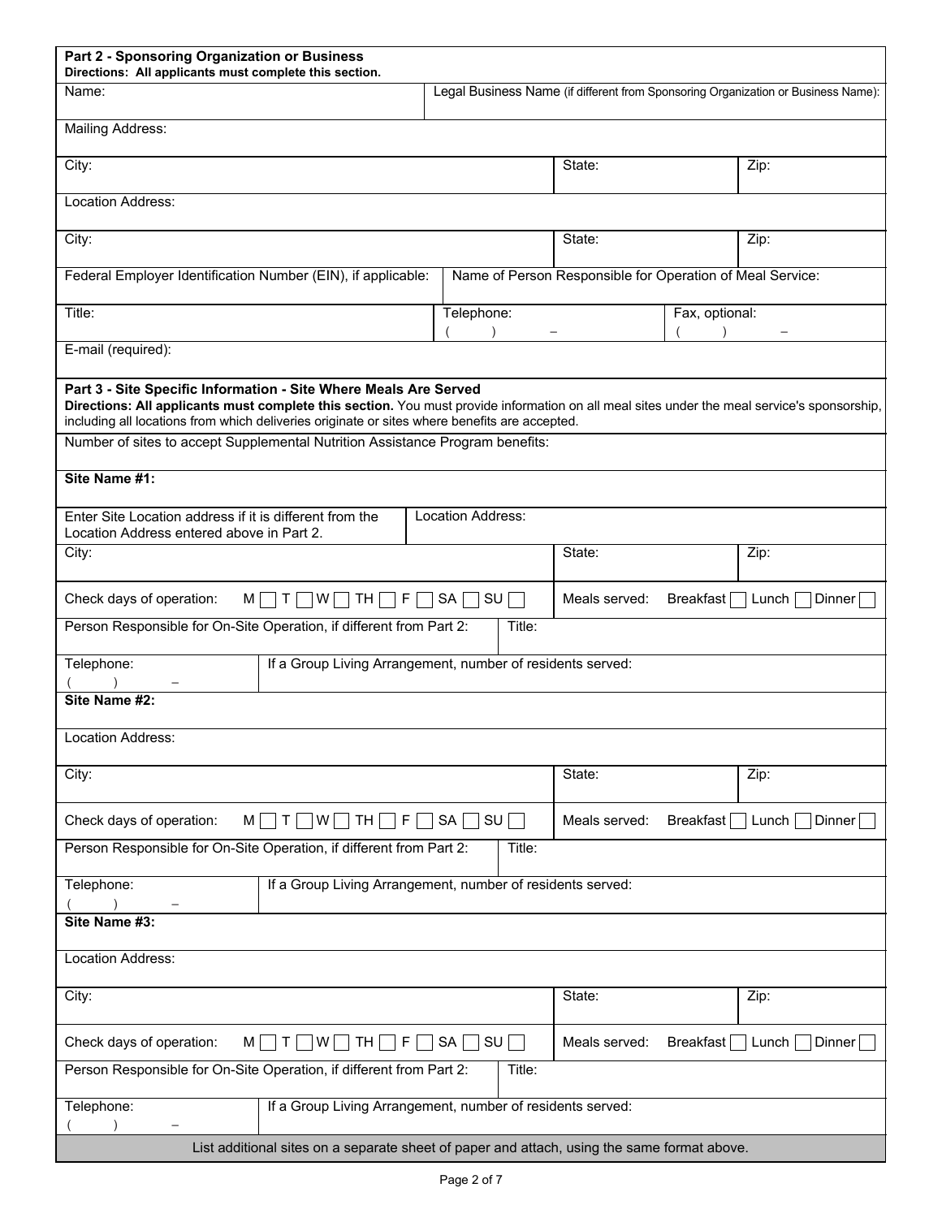**Part 2 - Sponsoring Organization or Business**
**Directions: All applicants must complete this section.**

| Name: | Legal Business Name (if different from Sponsoring Organization or Business Name): |
|---|---|

Mailing Address:

| City: | State: | Zip: |
|---|---|---|

Location Address:

| City: | State: | Zip: |
|---|---|---|

| Federal Employer Identification Number (EIN), if applicable: | Name of Person Responsible for Operation of Meal Service: |
|---|---|

| Title: | Telephone: ( ) – | Fax, optional: ( ) – |
|---|---|---|

E-mail (required):

**Part 3 - Site Specific Information - Site Where Meals Are Served**
**Directions: All applicants must complete this section.** You must provide information on all meal sites under the meal service's sponsorship, including all locations from which deliveries originate or sites where benefits are accepted.

Number of sites to accept Supplemental Nutrition Assistance Program benefits:

**Site Name #1:**

| Enter Site Location address if it is different from the Location Address entered above in Part 2. | Location Address: |
|---|---|

| City: | State: | Zip: |
|---|---|---|

| Check days of operation: M ☐ T ☐ W ☐ TH ☐ F ☐ SA ☐ SU ☐ | Meals served: Breakfast ☐ Lunch ☐ Dinner ☐ |
|---|---|

| Person Responsible for On-Site Operation, if different from Part 2: | Title: |
|---|---|

| Telephone: ( ) – | If a Group Living Arrangement, number of residents served: |
|---|---|

**Site Name #2:**

Location Address:

| City: | State: | Zip: |
|---|---|---|

| Check days of operation: M ☐ T ☐ W ☐ TH ☐ F ☐ SA ☐ SU ☐ | Meals served: Breakfast ☐ Lunch ☐ Dinner ☐ |
|---|---|

| Person Responsible for On-Site Operation, if different from Part 2: | Title: |
|---|---|

| Telephone: ( ) – | If a Group Living Arrangement, number of residents served: |
|---|---|

**Site Name #3:**

Location Address:

| City: | State: | Zip: |
|---|---|---|

| Check days of operation: M ☐ T ☐ W ☐ TH ☐ F ☐ SA ☐ SU ☐ | Meals served: Breakfast ☐ Lunch ☐ Dinner ☐ |
|---|---|

| Person Responsible for On-Site Operation, if different from Part 2: | Title: |
|---|---|

| Telephone: ( ) – | If a Group Living Arrangement, number of residents served: |
|---|---|

List additional sites on a separate sheet of paper and attach, using the same format above.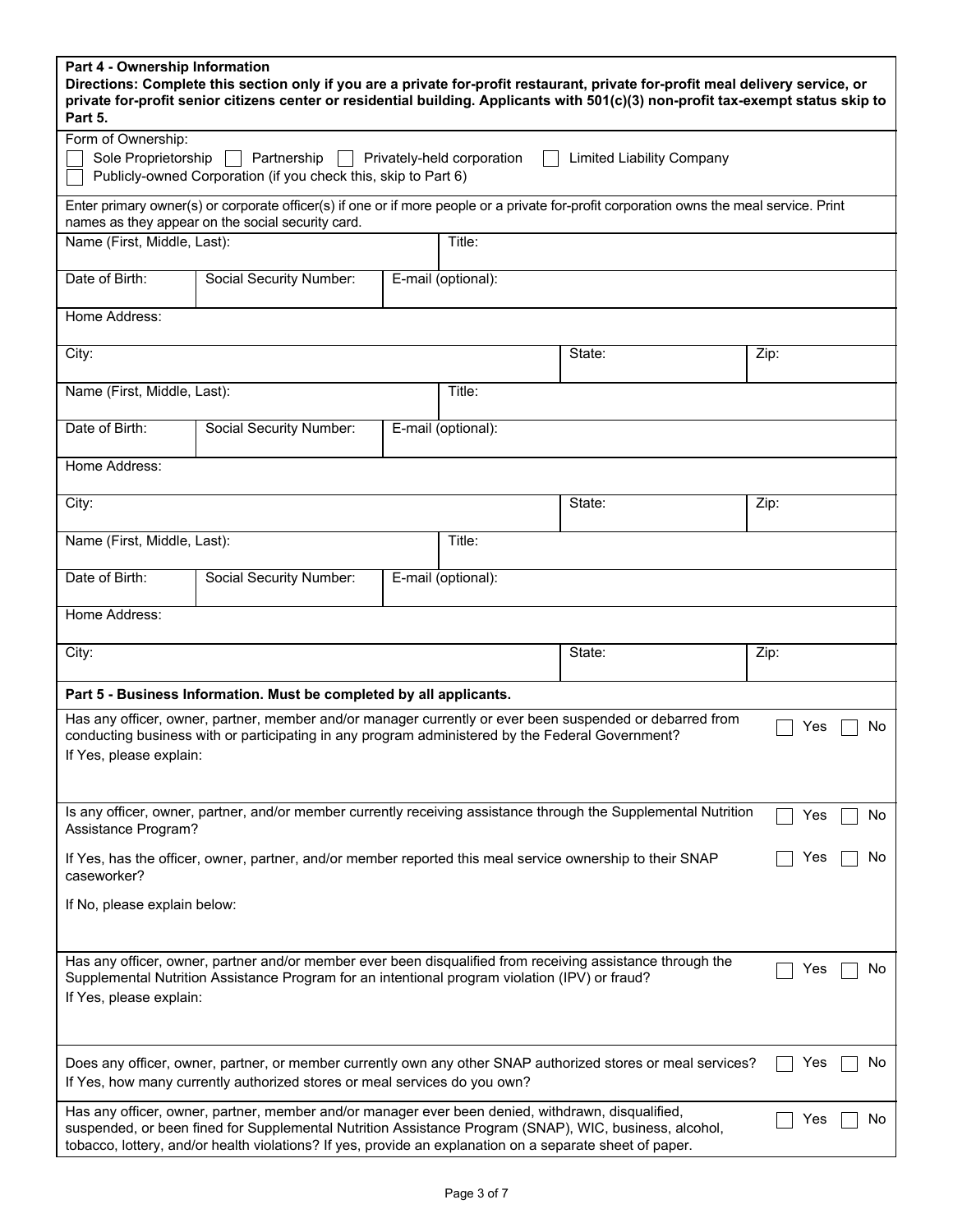**Part 4 - Ownership Information**

**Directions: Complete this section only if you are a private for-profit restaurant, private for-profit meal delivery service, or private for-profit senior citizens center or residential building. Applicants with 501(c)(3) non-profit tax-exempt status skip to Part 5.**

Form of Ownership:

☐ Sole Proprietorship ☐ Partnership ☐ Privately-held corporation ☐ Limited Liability Company

☐ Publicly-owned Corporation (if you check this, skip to Part 6)

Enter primary owner(s) or corporate officer(s) if one or if more people or a private for-profit corporation owns the meal service. Print names as they appear on the social security card.

| Name (First, Middle, Last): | | Title: | |
|---|---|---|---|
| Date of Birth: | Social Security Number: | E-mail (optional): | |
| Home Address: | | | |
| City: | | State: | Zip: |

| Name (First, Middle, Last): | | Title: | |
|---|---|---|---|
| Date of Birth: | Social Security Number: | E-mail (optional): | |
| Home Address: | | | |
| City: | | State: | Zip: |

| Name (First, Middle, Last): | | Title: | |
|---|---|---|---|
| Date of Birth: | Social Security Number: | E-mail (optional): | |
| Home Address: | | | |
| City: | | State: | Zip: |

**Part 5 - Business Information. Must be completed by all applicants.**

Has any officer, owner, partner, member and/or manager currently or ever been suspended or debarred from conducting business with or participating in any program administered by the Federal Government? ☐ Yes ☐ No

If Yes, please explain:

Is any officer, owner, partner, and/or member currently receiving assistance through the Supplemental Nutrition Assistance Program? ☐ Yes ☐ No

If Yes, has the officer, owner, partner, and/or member reported this meal service ownership to their SNAP caseworker? ☐ Yes ☐ No

If No, please explain below:

Has any officer, owner, partner and/or member ever been disqualified from receiving assistance through the Supplemental Nutrition Assistance Program for an intentional program violation (IPV) or fraud? ☐ Yes ☐ No

If Yes, please explain:

Does any officer, owner, partner, or member currently own any other SNAP authorized stores or meal services? ☐ Yes ☐ No

If Yes, how many currently authorized stores or meal services do you own?

Has any officer, owner, partner, member and/or manager ever been denied, withdrawn, disqualified, suspended, or been fined for Supplemental Nutrition Assistance Program (SNAP), WIC, business, alcohol, tobacco, lottery, and/or health violations? If yes, provide an explanation on a separate sheet of paper. ☐ Yes ☐ No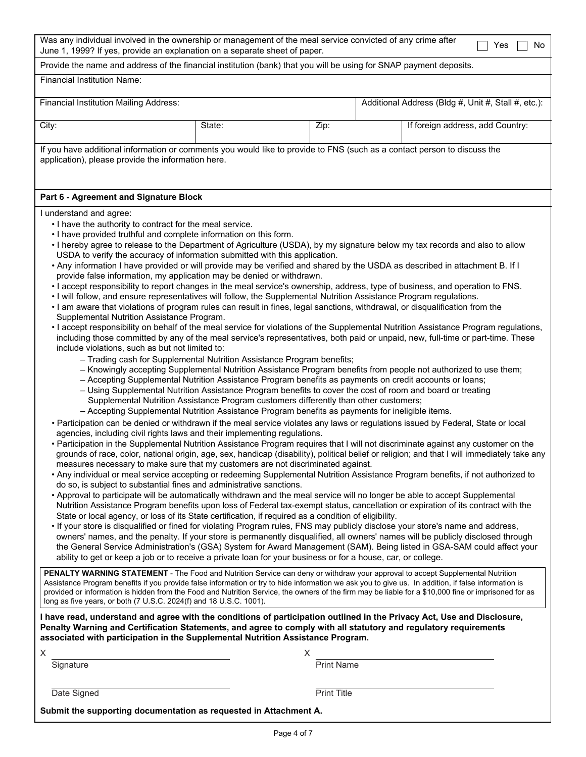Was any individual involved in the ownership or management of the meal service convicted of any crime after June 1, 1999? If yes, provide an explanation on a separate sheet of paper. ☐ Yes ☐ No

Provide the name and address of the financial institution (bank) that you will be using for SNAP payment deposits.

Financial Institution Name:

| Financial Institution Mailing Address: | | | Additional Address (Bldg #, Unit #, Stall #, etc.): |
|---|---|---|---|
| City: | State: | Zip: | If foreign address, add Country: |

If you have additional information or comments you would like to provide to FNS (such as a contact person to discuss the application), please provide the information here.

## Part 6 - Agreement and Signature Block

I understand and agree:

- I have the authority to contract for the meal service.
- I have provided truthful and complete information on this form.
- I hereby agree to release to the Department of Agriculture (USDA), by my signature below my tax records and also to allow USDA to verify the accuracy of information submitted with this application.
- Any information I have provided or will provide may be verified and shared by the USDA as described in attachment B. If I provide false information, my application may be denied or withdrawn.
- I accept responsibility to report changes in the meal service's ownership, address, type of business, and operation to FNS.
- I will follow, and ensure representatives will follow, the Supplemental Nutrition Assistance Program regulations.
- I am aware that violations of program rules can result in fines, legal sanctions, withdrawal, or disqualification from the Supplemental Nutrition Assistance Program.
- I accept responsibility on behalf of the meal service for violations of the Supplemental Nutrition Assistance Program regulations, including those committed by any of the meal service's representatives, both paid or unpaid, new, full-time or part-time. These include violations, such as but not limited to:
  - Trading cash for Supplemental Nutrition Assistance Program benefits;
  - Knowingly accepting Supplemental Nutrition Assistance Program benefits from people not authorized to use them;
  - Accepting Supplemental Nutrition Assistance Program benefits as payments on credit accounts or loans;
  - Using Supplemental Nutrition Assistance Program benefits to cover the cost of room and board or treating Supplemental Nutrition Assistance Program customers differently than other customers;
  - Accepting Supplemental Nutrition Assistance Program benefits as payments for ineligible items.
- Participation can be denied or withdrawn if the meal service violates any laws or regulations issued by Federal, State or local agencies, including civil rights laws and their implementing regulations.
- Participation in the Supplemental Nutrition Assistance Program requires that I will not discriminate against any customer on the grounds of race, color, national origin, age, sex, handicap (disability), political belief or religion; and that I will immediately take any measures necessary to make sure that my customers are not discriminated against.
- Any individual or meal service accepting or redeeming Supplemental Nutrition Assistance Program benefits, if not authorized to do so, is subject to substantial fines and administrative sanctions.
- Approval to participate will be automatically withdrawn and the meal service will no longer be able to accept Supplemental Nutrition Assistance Program benefits upon loss of Federal tax-exempt status, cancellation or expiration of its contract with the State or local agency, or loss of its State certification, if required as a condition of eligibility.
- If your store is disqualified or fined for violating Program rules, FNS may publicly disclose your store's name and address, owners' names, and the penalty. If your store is permanently disqualified, all owners' names will be publicly disclosed through the General Service Administration's (GSA) System for Award Management (SAM). Being listed in GSA-SAM could affect your ability to get or keep a job or to receive a private loan for your business or for a house, car, or college.

**PENALTY WARNING STATEMENT** - The Food and Nutrition Service can deny or withdraw your approval to accept Supplemental Nutrition Assistance Program benefits if you provide false information or try to hide information we ask you to give us. In addition, if false information is provided or information is hidden from the Food and Nutrition Service, the owners of the firm may be liable for a $10,000 fine or imprisoned for as long as five years, or both (7 U.S.C. 2024(f) and 18 U.S.C. 1001).

**I have read, understand and agree with the conditions of participation outlined in the Privacy Act, Use and Disclosure, Penalty Warning and Certification Statements, and agree to comply with all statutory and regulatory requirements associated with participation in the Supplemental Nutrition Assistance Program.**

X ______________________ Signature

X ______________________ Print Name

______________________ Date Signed

______________________ Print Title

**Submit the supporting documentation as requested in Attachment A.**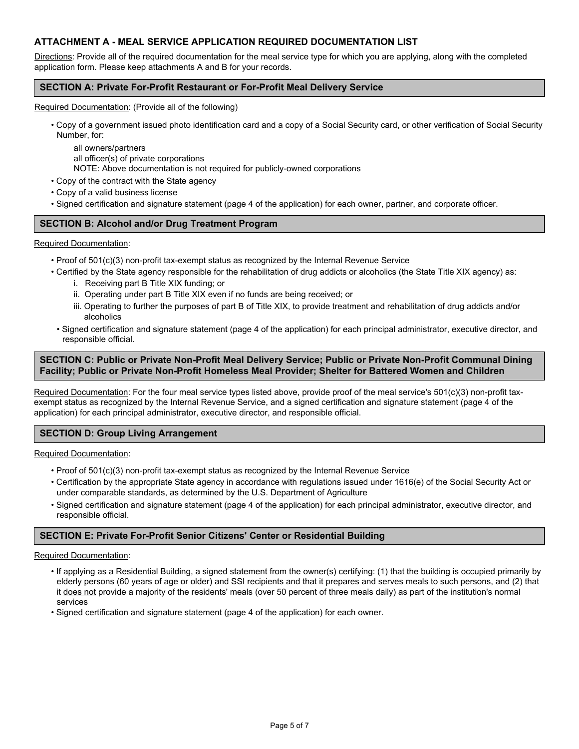## ATTACHMENT A - MEAL SERVICE APPLICATION REQUIRED DOCUMENTATION LIST

Directions: Provide all of the required documentation for the meal service type for which you are applying, along with the completed application form. Please keep attachments A and B for your records.

### SECTION A: Private For-Profit Restaurant or For-Profit Meal Delivery Service

Required Documentation: (Provide all of the following)

- Copy of a government issued photo identification card and a copy of a Social Security card, or other verification of Social Security Number, for:

  all owners/partners
  all officer(s) of private corporations
  NOTE: Above documentation is not required for publicly-owned corporations
- Copy of the contract with the State agency
- Copy of a valid business license
- Signed certification and signature statement (page 4 of the application) for each owner, partner, and corporate officer.

### SECTION B: Alcohol and/or Drug Treatment Program

Required Documentation:

- Proof of 501(c)(3) non-profit tax-exempt status as recognized by the Internal Revenue Service
- Certified by the State agency responsible for the rehabilitation of drug addicts or alcoholics (the State Title XIX agency) as:
  - i. Receiving part B Title XIX funding; or
  - ii. Operating under part B Title XIX even if no funds are being received; or
  - iii. Operating to further the purposes of part B of Title XIX, to provide treatment and rehabilitation of drug addicts and/or alcoholics
- Signed certification and signature statement (page 4 of the application) for each principal administrator, executive director, and responsible official.

### SECTION C: Public or Private Non-Profit Meal Delivery Service; Public or Private Non-Profit Communal Dining Facility; Public or Private Non-Profit Homeless Meal Provider; Shelter for Battered Women and Children

Required Documentation: For the four meal service types listed above, provide proof of the meal service's 501(c)(3) non-profit tax-exempt status as recognized by the Internal Revenue Service, and a signed certification and signature statement (page 4 of the application) for each principal administrator, executive director, and responsible official.

### SECTION D: Group Living Arrangement

Required Documentation:

- Proof of 501(c)(3) non-profit tax-exempt status as recognized by the Internal Revenue Service
- Certification by the appropriate State agency in accordance with regulations issued under 1616(e) of the Social Security Act or under comparable standards, as determined by the U.S. Department of Agriculture
- Signed certification and signature statement (page 4 of the application) for each principal administrator, executive director, and responsible official.

### SECTION E: Private For-Profit Senior Citizens' Center or Residential Building

Required Documentation:

- If applying as a Residential Building, a signed statement from the owner(s) certifying: (1) that the building is occupied primarily by elderly persons (60 years of age or older) and SSI recipients and that it prepares and serves meals to such persons, and (2) that it does not provide a majority of the residents' meals (over 50 percent of three meals daily) as part of the institution's normal services
- Signed certification and signature statement (page 4 of the application) for each owner.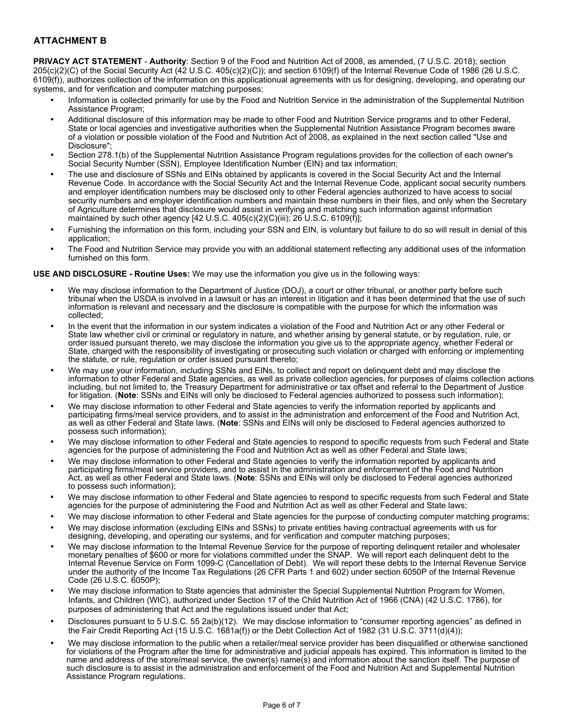## ATTACHMENT B

**PRIVACY ACT STATEMENT** - **Authority**: Section 9 of the Food and Nutrition Act of 2008, as amended, (7 U.S.C. 2018); section 205(c)(2)(C) of the Social Security Act (42 U.S.C. 405(c)(2)(C)); and section 6109(f) of the Internal Revenue Code of 1986 (26 U.S.C. 6109(f)), authorizes collection of the information on this applicationual agreements with us for designing, developing, and operating our systems, and for verification and computer matching purposes;

- Information is collected primarily for use by the Food and Nutrition Service in the administration of the Supplemental Nutrition Assistance Program;
- Additional disclosure of this information may be made to other Food and Nutrition Service programs and to other Federal, State or local agencies and investigative authorities when the Supplemental Nutrition Assistance Program becomes aware of a violation or possible violation of the Food and Nutrition Act of 2008, as explained in the next section called "Use and Disclosure";
- Section 278.1(b) of the Supplemental Nutrition Assistance Program regulations provides for the collection of each owner's Social Security Number (SSN), Employee Identification Number (EIN) and tax information;
- The use and disclosure of SSNs and EINs obtained by applicants is covered in the Social Security Act and the Internal Revenue Code. In accordance with the Social Security Act and the Internal Revenue Code, applicant social security numbers and employer identification numbers may be disclosed only to other Federal agencies authorized to have access to social security numbers and employer identification numbers and maintain these numbers in their files, and only when the Secretary of Agriculture determines that disclosure would assist in verifying and matching such information against information maintained by such other agency [42 U.S.C. 405(c)(2)(C)(iii); 26 U.S.C. 6109(f)];
- Furnishing the information on this form, including your SSN and EIN, is voluntary but failure to do so will result in denial of this application;
- The Food and Nutrition Service may provide you with an additional statement reflecting any additional uses of the information furnished on this form.

**USE AND DISCLOSURE - Routine Uses:** We may use the information you give us in the following ways:

- We may disclose information to the Department of Justice (DOJ), a court or other tribunal, or another party before such tribunal when the USDA is involved in a lawsuit or has an interest in litigation and it has been determined that the use of such information is relevant and necessary and the disclosure is compatible with the purpose for which the information was collected;
- In the event that the information in our system indicates a violation of the Food and Nutrition Act or any other Federal or State law whether civil or criminal or regulatory in nature, and whether arising by general statute, or by regulation, rule, or order issued pursuant thereto, we may disclose the information you give us to the appropriate agency, whether Federal or State, charged with the responsibility of investigating or prosecuting such violation or charged with enforcing or implementing the statute, or rule, regulation or order issued pursuant thereto;
- We may use your information, including SSNs and EINs, to collect and report on delinquent debt and may disclose the information to other Federal and State agencies, as well as private collection agencies, for purposes of claims collection actions including, but not limited to, the Treasury Department for administrative or tax offset and referral to the Department of Justice for litigation. (**Note**: SSNs and EINs will only be disclosed to Federal agencies authorized to possess such information);
- We may disclose information to other Federal and State agencies to verify the information reported by applicants and participating firms/meal service providers, and to assist in the administration and enforcement of the Food and Nutrition Act, as well as other Federal and State laws. (**Note**: SSNs and EINs will only be disclosed to Federal agencies authorized to possess such information);
- We may disclose information to other Federal and State agencies to respond to specific requests from such Federal and State agencies for the purpose of administering the Food and Nutrition Act as well as other Federal and State laws;
- We may disclose information to other Federal and State agencies to verify the information reported by applicants and participating firms/meal service providers, and to assist in the administration and enforcement of the Food and Nutrition Act, as well as other Federal and State laws. (**Note**: SSNs and EINs will only be disclosed to Federal agencies authorized to possess such information);
- We may disclose information to other Federal and State agencies to respond to specific requests from such Federal and State agencies for the purpose of administering the Food and Nutrition Act as well as other Federal and State laws;
- We may disclose information to other Federal and State agencies for the purpose of conducting computer matching programs;
- We may disclose information (excluding EINs and SSNs) to private entities having contractual agreements with us for designing, developing, and operating our systems, and for verification and computer matching purposes;
- We may disclose information to the Internal Revenue Service for the purpose of reporting delinquent retailer and wholesaler monetary penalties of $600 or more for violations committed under the SNAP. We will report each delinquent debt to the Internal Revenue Service on Form 1099-C (Cancellation of Debt). We will report these debts to the Internal Revenue Service under the authority of the Income Tax Regulations (26 CFR Parts 1 and 602) under section 6050P of the Internal Revenue Code (26 U.S.C. 6050P);
- We may disclose information to State agencies that administer the Special Supplemental Nutrition Program for Women, Infants, and Children (WIC), authorized under Section 17 of the Child Nutrition Act of 1966 (CNA) (42 U.S.C. 1786), for purposes of administering that Act and the regulations issued under that Act;
- Disclosures pursuant to 5 U.S.C. 55 2a(b)(12). We may disclose information to "consumer reporting agencies" as defined in the Fair Credit Reporting Act (15 U.S.C. 1681a(f)) or the Debt Collection Act of 1982 (31 U.S.C. 3711(d)(4));
- We may disclose information to the public when a retailer/meal service provider has been disqualified or otherwise sanctioned for violations of the Program after the time for administrative and judicial appeals has expired. This information is limited to the name and address of the store/meal service, the owner(s) name(s) and information about the sanction itself. The purpose of such disclosure is to assist in the administration and enforcement of the Food and Nutrition Act and Supplemental Nutrition Assistance Program regulations.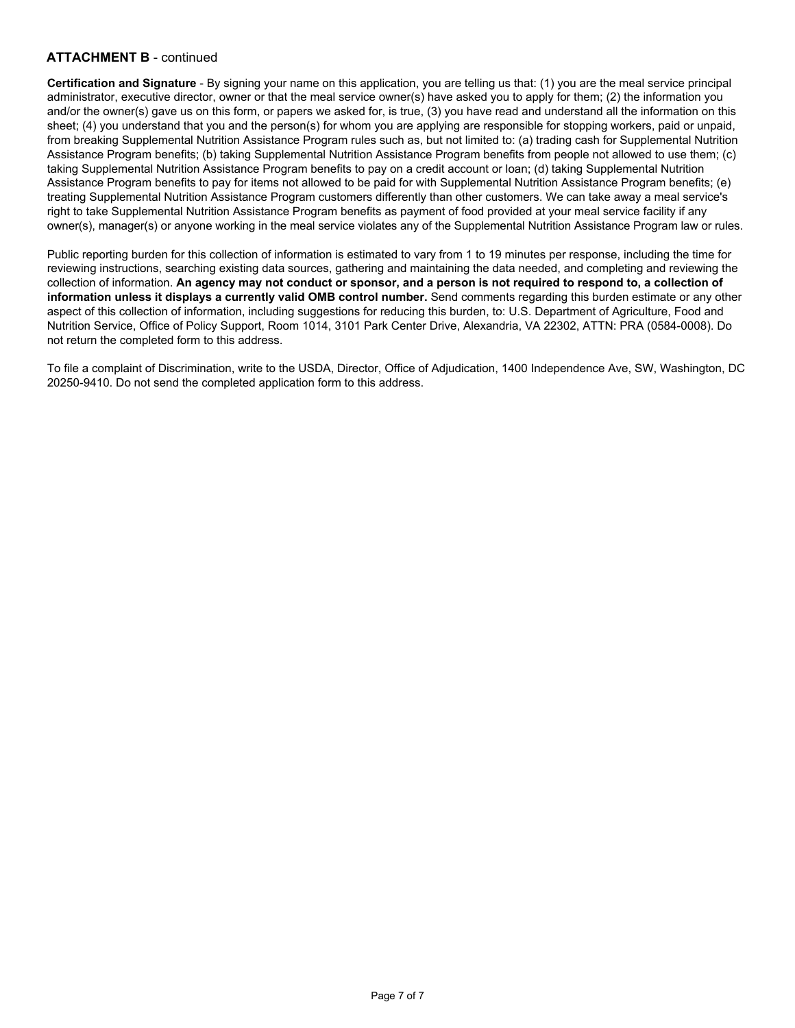**ATTACHMENT B** - continued

**Certification and Signature** - By signing your name on this application, you are telling us that: (1) you are the meal service principal administrator, executive director, owner or that the meal service owner(s) have asked you to apply for them; (2) the information you and/or the owner(s) gave us on this form, or papers we asked for, is true, (3) you have read and understand all the information on this sheet; (4) you understand that you and the person(s) for whom you are applying are responsible for stopping workers, paid or unpaid, from breaking Supplemental Nutrition Assistance Program rules such as, but not limited to: (a) trading cash for Supplemental Nutrition Assistance Program benefits; (b) taking Supplemental Nutrition Assistance Program benefits from people not allowed to use them; (c) taking Supplemental Nutrition Assistance Program benefits to pay on a credit account or loan; (d) taking Supplemental Nutrition Assistance Program benefits to pay for items not allowed to be paid for with Supplemental Nutrition Assistance Program benefits; (e) treating Supplemental Nutrition Assistance Program customers differently than other customers. We can take away a meal service's right to take Supplemental Nutrition Assistance Program benefits as payment of food provided at your meal service facility if any owner(s), manager(s) or anyone working in the meal service violates any of the Supplemental Nutrition Assistance Program law or rules.

Public reporting burden for this collection of information is estimated to vary from 1 to 19 minutes per response, including the time for reviewing instructions, searching existing data sources, gathering and maintaining the data needed, and completing and reviewing the collection of information. **An agency may not conduct or sponsor, and a person is not required to respond to, a collection of information unless it displays a currently valid OMB control number.** Send comments regarding this burden estimate or any other aspect of this collection of information, including suggestions for reducing this burden, to: U.S. Department of Agriculture, Food and Nutrition Service, Office of Policy Support, Room 1014, 3101 Park Center Drive, Alexandria, VA 22302, ATTN: PRA (0584-0008). Do not return the completed form to this address.

To file a complaint of Discrimination, write to the USDA, Director, Office of Adjudication, 1400 Independence Ave, SW, Washington, DC 20250-9410. Do not send the completed application form to this address.